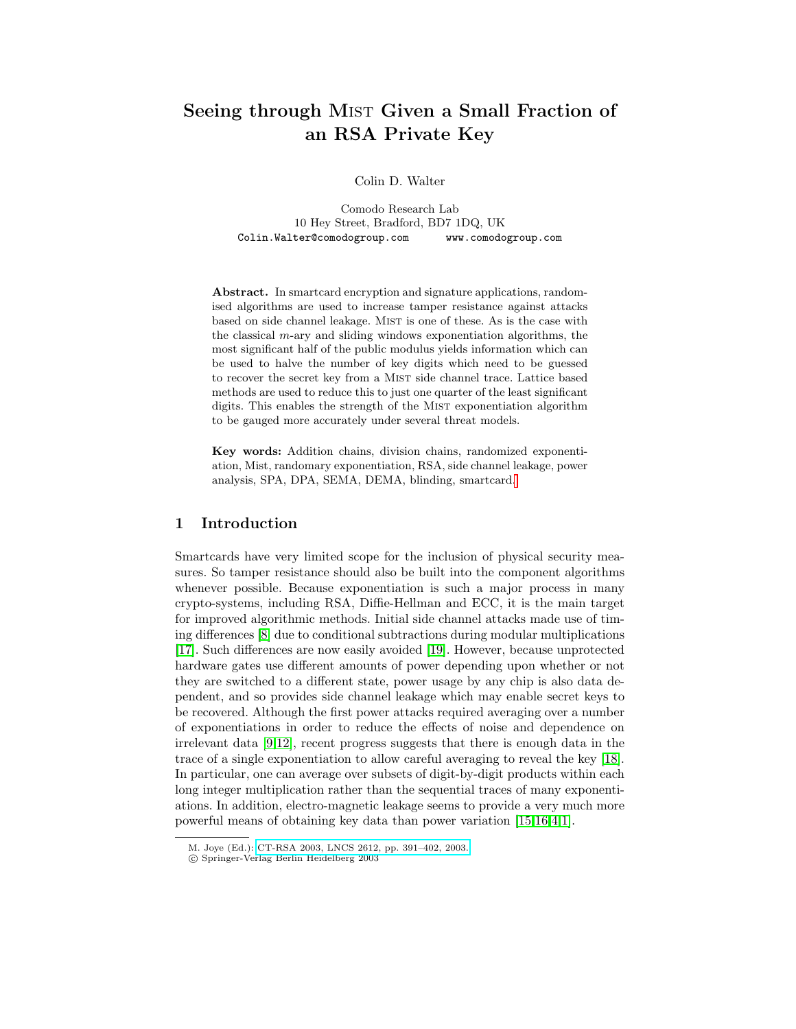# Seeing through MIST Given a Small Fraction of an RSA Private Key

Colin D. Walter

Comodo Research Lab
10 Hey Street, Bradford, BD7 1DQ, UK
Colin.Walter@comodogroup.com www.comodogroup.com

**Abstract.** In smartcard encryption and signature applications, randomised algorithms are used to increase tamper resistance against attacks based on side channel leakage. MIST is one of these. As is the case with the classical $m$-ary and sliding windows exponentiation algorithms, the most significant half of the public modulus yields information which can be used to halve the number of key digits which need to be guessed to recover the secret key from a MIST side channel trace. Lattice based methods are used to reduce this to just one quarter of the least significant digits. This enables the strength of the MIST exponentiation algorithm to be gauged more accurately under several threat models.

**Key words:** Addition chains, division chains, randomized exponentiation, Mist, randomary exponentiation, RSA, side channel leakage, power analysis, SPA, DPA, SEMA, DEMA, blinding, smartcard.

## 1 Introduction

Smartcards have very limited scope for the inclusion of physical security measures. So tamper resistance should also be built into the component algorithms whenever possible. Because exponentiation is such a major process in many crypto-systems, including RSA, Diffie-Hellman and ECC, it is the main target for improved algorithmic methods. Initial side channel attacks made use of timing differences [8] due to conditional subtractions during modular multiplications [17]. Such differences are now easily avoided [19]. However, because unprotected hardware gates use different amounts of power depending upon whether or not they are switched to a different state, power usage by any chip is also data dependent, and so provides side channel leakage which may enable secret keys to be recovered. Although the first power attacks required averaging over a number of exponentiations in order to reduce the effects of noise and dependence on irrelevant data [9,12], recent progress suggests that there is enough data in the trace of a single exponentiation to allow careful averaging to reveal the key [18]. In particular, one can average over subsets of digit-by-digit products within each long integer multiplication rather than the sequential traces of many exponentiations. In addition, electro-magnetic leakage seems to provide a very much more powerful means of obtaining key data than power variation [15,16,4,1].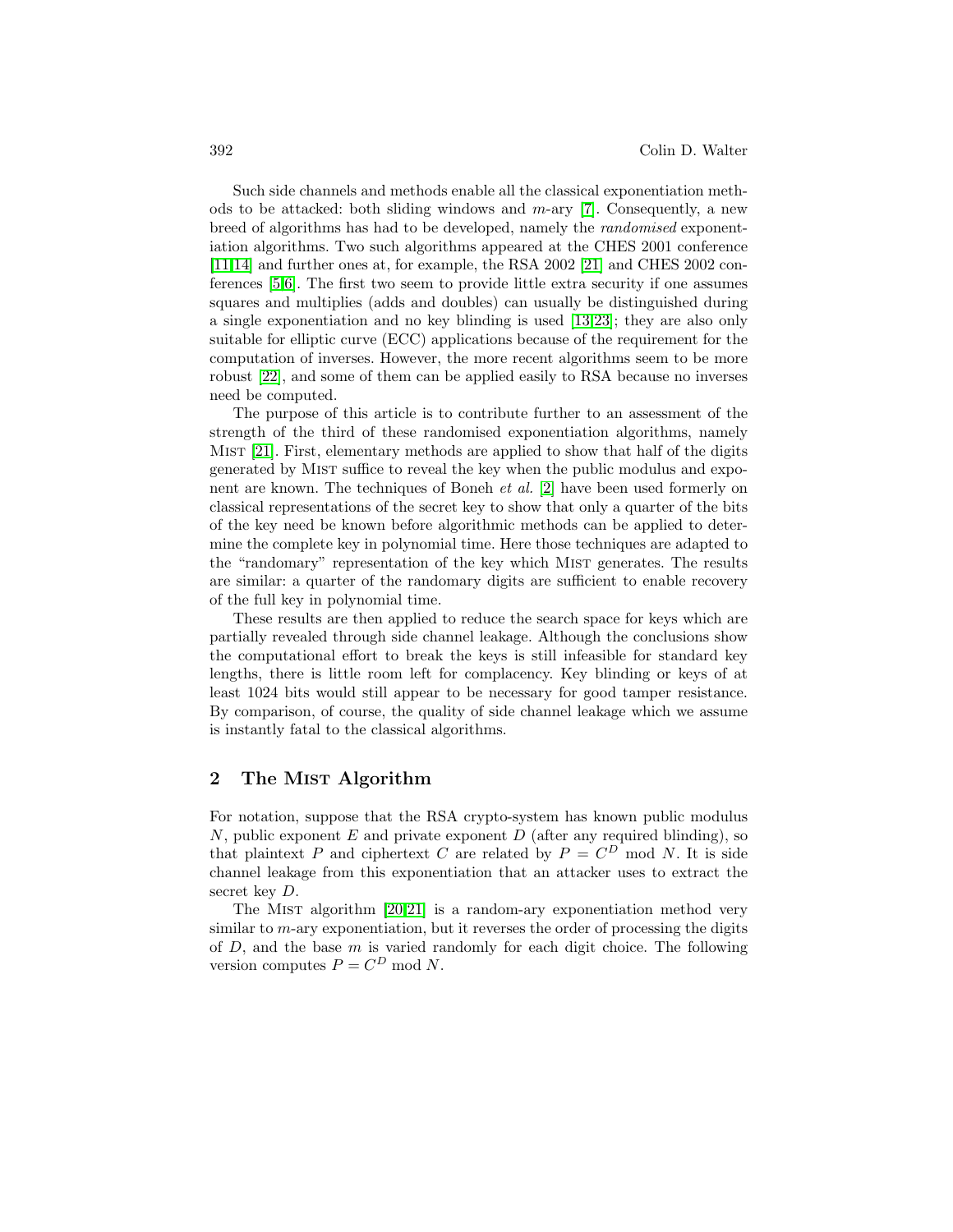Such side channels and methods enable all the classical exponentiation methods to be attacked: both sliding windows and $m$-ary [7]. Consequently, a new breed of algorithms has had to be developed, namely the *randomised* exponentiation algorithms. Two such algorithms appeared at the CHES 2001 conference [11,14] and further ones at, for example, the RSA 2002 [21] and CHES 2002 conferences [5,6]. The first two seem to provide little extra security if one assumes squares and multiplies (adds and doubles) can usually be distinguished during a single exponentiation and no key blinding is used [13,23]; they are also only suitable for elliptic curve (ECC) applications because of the requirement for the computation of inverses. However, the more recent algorithms seem to be more robust [22], and some of them can be applied easily to RSA because no inverses need be computed.

The purpose of this article is to contribute further to an assessment of the strength of the third of these randomised exponentiation algorithms, namely Mist [21]. First, elementary methods are applied to show that half of the digits generated by Mist suffice to reveal the key when the public modulus and exponent are known. The techniques of Boneh *et al.* [2] have been used formerly on classical representations of the secret key to show that only a quarter of the bits of the key need be known before algorithmic methods can be applied to determine the complete key in polynomial time. Here those techniques are adapted to the "randomary" representation of the key which Mist generates. The results are similar: a quarter of the randomary digits are sufficient to enable recovery of the full key in polynomial time.

These results are then applied to reduce the search space for keys which are partially revealed through side channel leakage. Although the conclusions show the computational effort to break the keys is still infeasible for standard key lengths, there is little room left for complacency. Key blinding or keys of at least 1024 bits would still appear to be necessary for good tamper resistance. By comparison, of course, the quality of side channel leakage which we assume is instantly fatal to the classical algorithms.

## 2 The Mist Algorithm

For notation, suppose that the RSA crypto-system has known public modulus $N$, public exponent $E$ and private exponent $D$ (after any required blinding), so that plaintext $P$ and ciphertext $C$ are related by $P = C^D \bmod N$. It is side channel leakage from this exponentiation that an attacker uses to extract the secret key $D$.

The Mist algorithm [20,21] is a random-ary exponentiation method very similar to $m$-ary exponentiation, but it reverses the order of processing the digits of $D$, and the base $m$ is varied randomly for each digit choice. The following version computes $P = C^D \bmod N$.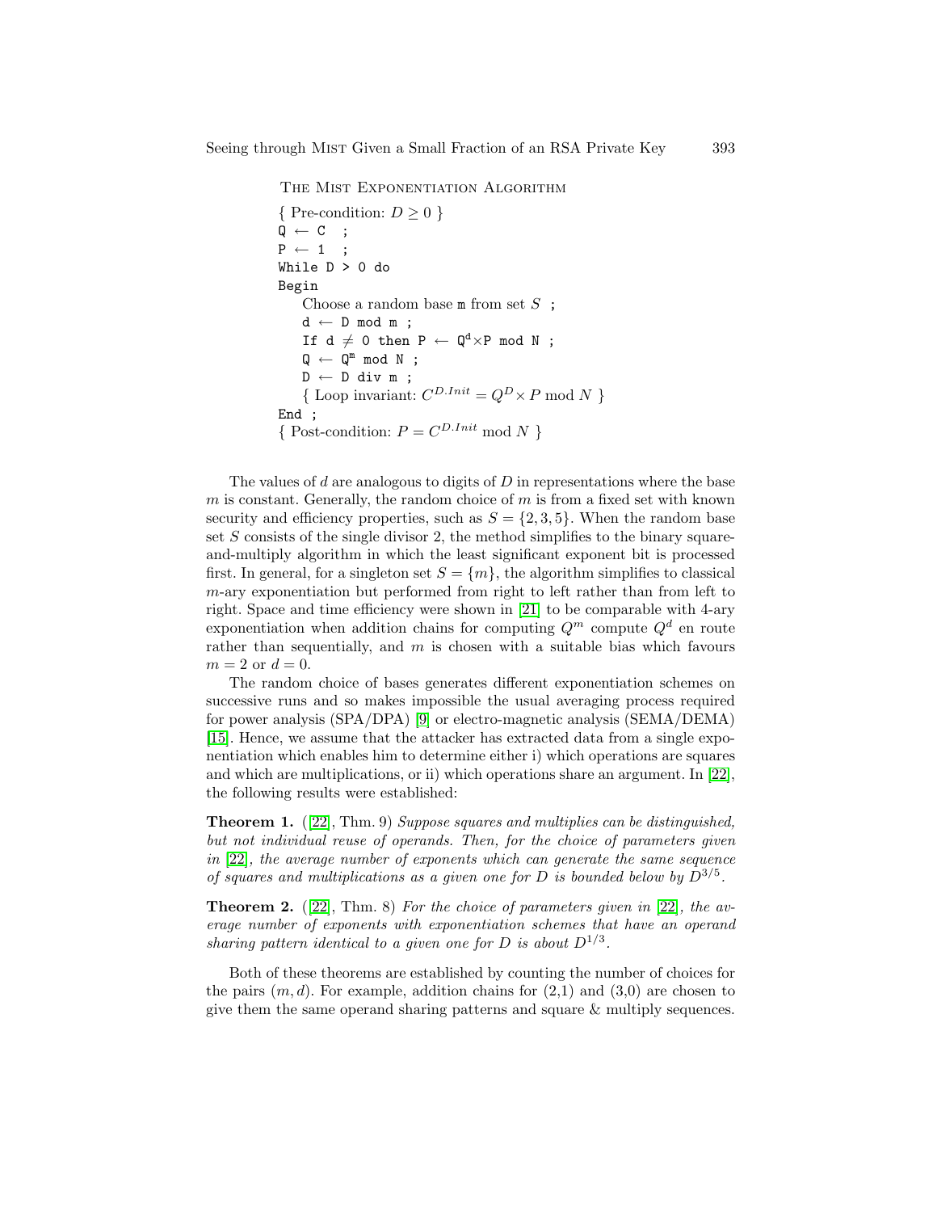THE MIST EXPONENTIATION ALGORITHM

```
{ Pre-condition: D ≥ 0 }
Q ← C  ;
P ← 1  ;
While D > 0 do
Begin
    Choose a random base m from set S ;
    d ← D mod m ;
    If d ≠ 0 then P ← Q^d×P mod N ;
    Q ← Q^m mod N ;
    D ← D div m ;
    { Loop invariant: C^{D.Init} = Q^D× P mod N }
End ;
{ Post-condition: P = C^{D.Init} mod N }
```

The values of $d$ are analogous to digits of $D$ in representations where the base $m$ is constant. Generally, the random choice of $m$ is from a fixed set with known security and efficiency properties, such as $S = \{2, 3, 5\}$. When the random base set $S$ consists of the single divisor 2, the method simplifies to the binary square-and-multiply algorithm in which the least significant exponent bit is processed first. In general, for a singleton set $S = \{m\}$, the algorithm simplifies to classical $m$-ary exponentiation but performed from right to left rather than from left to right. Space and time efficiency were shown in [21] to be comparable with 4-ary exponentiation when addition chains for computing $Q^m$ compute $Q^d$ en route rather than sequentially, and $m$ is chosen with a suitable bias which favours $m = 2$ or $d = 0$.

The random choice of bases generates different exponentiation schemes on successive runs and so makes impossible the usual averaging process required for power analysis (SPA/DPA) [9] or electro-magnetic analysis (SEMA/DEMA) [15]. Hence, we assume that the attacker has extracted data from a single exponentiation which enables him to determine either i) which operations are squares and which are multiplications, or ii) which operations share an argument. In [22], the following results were established:

**Theorem 1.** ([22], Thm. 9) *Suppose squares and multiplies can be distinguished, but not individual reuse of operands. Then, for the choice of parameters given in* [22]*, the average number of exponents which can generate the same sequence of squares and multiplications as a given one for $D$ is bounded below by $D^{3/5}$.*

**Theorem 2.** ([22], Thm. 8) *For the choice of parameters given in* [22]*, the average number of exponents with exponentiation schemes that have an operand sharing pattern identical to a given one for $D$ is about $D^{1/3}$.*

Both of these theorems are established by counting the number of choices for the pairs $(m, d)$. For example, addition chains for (2,1) and (3,0) are chosen to give them the same operand sharing patterns and square & multiply sequences.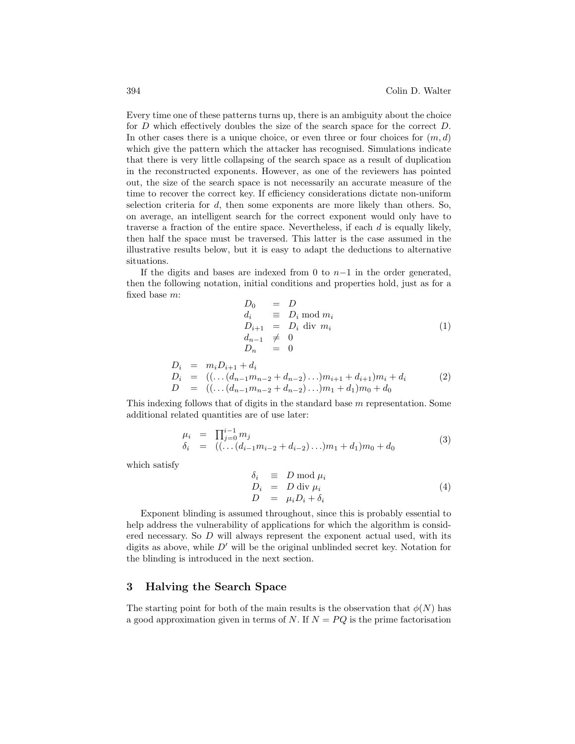Every time one of these patterns turns up, there is an ambiguity about the choice for $D$ which effectively doubles the size of the search space for the correct $D$. In other cases there is a unique choice, or even three or four choices for $(m, d)$ which give the pattern which the attacker has recognised. Simulations indicate that there is very little collapsing of the search space as a result of duplication in the reconstructed exponents. However, as one of the reviewers has pointed out, the size of the search space is not necessarily an accurate measure of the time to recover the correct key. If efficiency considerations dictate non-uniform selection criteria for $d$, then some exponents are more likely than others. So, on average, an intelligent search for the correct exponent would only have to traverse a fraction of the entire space. Nevertheless, if each $d$ is equally likely, then half the space must be traversed. This latter is the case assumed in the illustrative results below, but it is easy to adapt the deductions to alternative situations.

If the digits and bases are indexed from 0 to $n-1$ in the order generated, then the following notation, initial conditions and properties hold, just as for a fixed base $m$:

$$
\begin{array}{rcl}
D_0 & = & D \\
d_i & \equiv & D_i \bmod m_i \\
D_{i+1} & = & D_i \text{ div } m_i \\
d_{n-1} & \neq & 0 \\
D_n & = & 0
\end{array}
\tag{1}
$$

$$
\begin{array}{rcl}
D_i & = & m_i D_{i+1} + d_i \\
D_i & = & ((\ldots(d_{n-1}m_{n-2} + d_{n-2})\ldots)m_{i+1} + d_{i+1})m_i + d_i \\
D & = & ((\ldots(d_{n-1}m_{n-2} + d_{n-2})\ldots)m_1 + d_1)m_0 + d_0
\end{array}
\tag{2}
$$

This indexing follows that of digits in the standard base $m$ representation. Some additional related quantities are of use later:

$$
\begin{array}{rcl}
\mu_i & = & \prod_{j=0}^{i-1} m_j \\
\delta_i & = & ((\ldots(d_{i-1}m_{i-2} + d_{i-2})\ldots)m_1 + d_1)m_0 + d_0
\end{array}
\tag{3}
$$

which satisfy

$$
\begin{array}{rcl}
\delta_i & \equiv & D \bmod \mu_i \\
D_i & = & D \text{ div } \mu_i \\
D & = & \mu_i D_i + \delta_i
\end{array}
\tag{4}
$$

Exponent blinding is assumed throughout, since this is probably essential to help address the vulnerability of applications for which the algorithm is considered necessary. So $D$ will always represent the exponent actual used, with its digits as above, while $D'$ will be the original unblinded secret key. Notation for the blinding is introduced in the next section.

## 3 Halving the Search Space

The starting point for both of the main results is the observation that $\phi(N)$ has a good approximation given in terms of $N$. If $N = PQ$ is the prime factorisation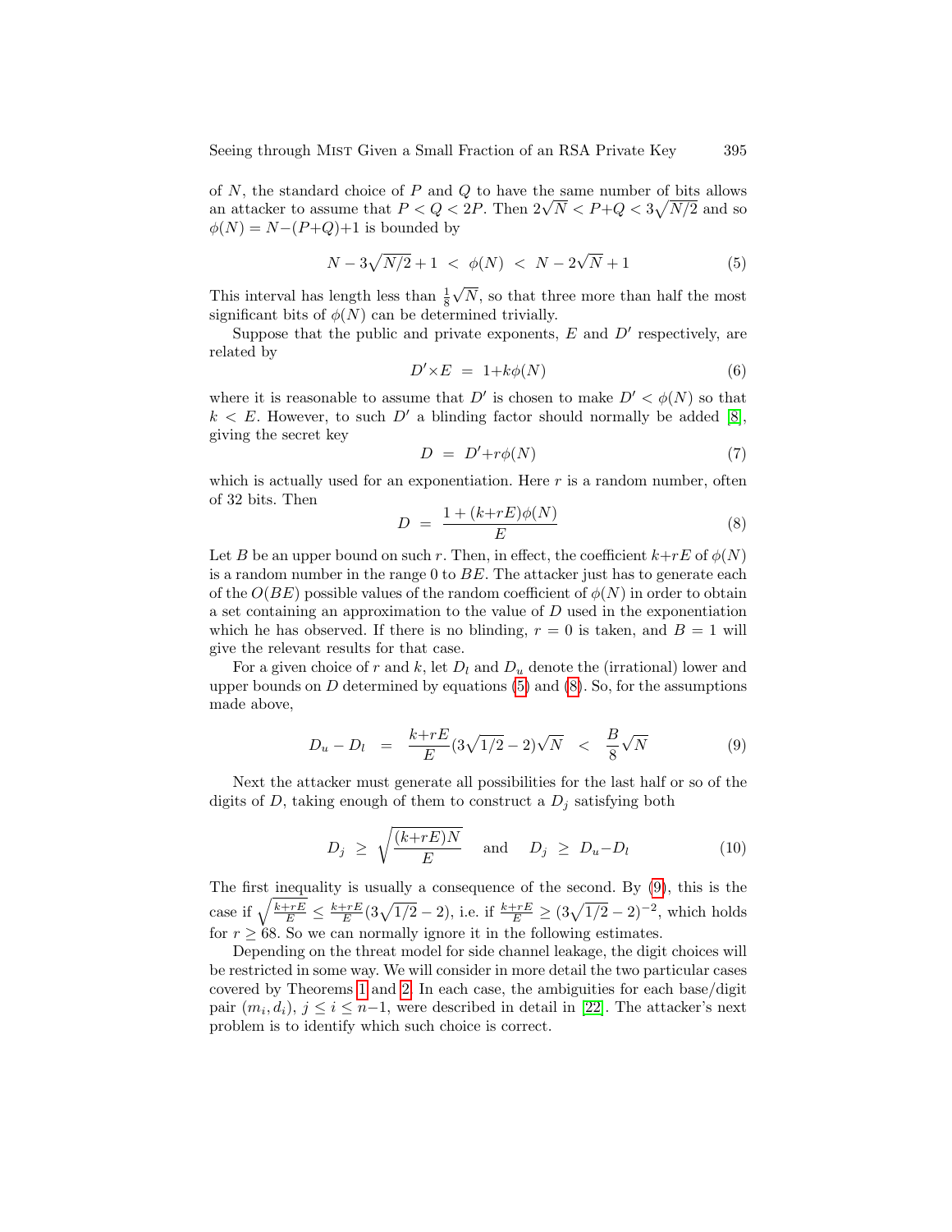of $N$, the standard choice of $P$ and $Q$ to have the same number of bits allows an attacker to assume that $P < Q < 2P$. Then $2\sqrt{N} < P{+}Q < 3\sqrt{N/2}$ and so $\phi(N) = N{-}(P{+}Q){+}1$ is bounded by

$$N - 3\sqrt{N/2} + 1 \;<\; \phi(N) \;<\; N - 2\sqrt{N} + 1 \tag{5}$$

This interval has length less than $\frac{1}{8}\sqrt{N}$, so that three more than half the most significant bits of $\phi(N)$ can be determined trivially.

Suppose that the public and private exponents, $E$ and $D'$ respectively, are related by

$$D'{\times}E \;=\; 1{+}k\phi(N) \tag{6}$$

where it is reasonable to assume that $D'$ is chosen to make $D' < \phi(N)$ so that $k < E$. However, to such $D'$ a blinding factor should normally be added [8], giving the secret key

$$D \;=\; D'{+}r\phi(N) \tag{7}$$

which is actually used for an exponentiation. Here $r$ is a random number, often of 32 bits. Then

$$D \;=\; \frac{1 + (k{+}rE)\phi(N)}{E} \tag{8}$$

Let $B$ be an upper bound on such $r$. Then, in effect, the coefficient $k{+}rE$ of $\phi(N)$ is a random number in the range 0 to $BE$. The attacker just has to generate each of the $O(BE)$ possible values of the random coefficient of $\phi(N)$ in order to obtain a set containing an approximation to the value of $D$ used in the exponentiation which he has observed. If there is no blinding, $r = 0$ is taken, and $B = 1$ will give the relevant results for that case.

For a given choice of $r$ and $k$, let $D_l$ and $D_u$ denote the (irrational) lower and upper bounds on $D$ determined by equations (5) and (8). So, for the assumptions made above,

$$D_u - D_l \;\;=\;\; \frac{k{+}rE}{E}(3\sqrt{1/2} - 2)\sqrt{N} \;\;<\;\; \frac{B}{8}\sqrt{N} \tag{9}$$

Next the attacker must generate all possibilities for the last half or so of the digits of $D$, taking enough of them to construct a $D_j$ satisfying both

$$D_j \;\geq\; \sqrt{\frac{(k{+}rE)N}{E}} \quad \text{and} \quad D_j \;\geq\; D_u{-}D_l \tag{10}$$

The first inequality is usually a consequence of the second. By (9), this is the case if $\sqrt{\frac{k+rE}{E}} \leq \frac{k+rE}{E}(3\sqrt{1/2} - 2)$, i.e. if $\frac{k+rE}{E} \geq (3\sqrt{1/2} - 2)^{-2}$, which holds for $r \geq 68$. So we can normally ignore it in the following estimates.

Depending on the threat model for side channel leakage, the digit choices will be restricted in some way. We will consider in more detail the two particular cases covered by Theorems 1 and 2. In each case, the ambiguities for each base/digit pair $(m_i, d_i)$, $j \leq i \leq n{-}1$, were described in detail in [22]. The attacker's next problem is to identify which such choice is correct.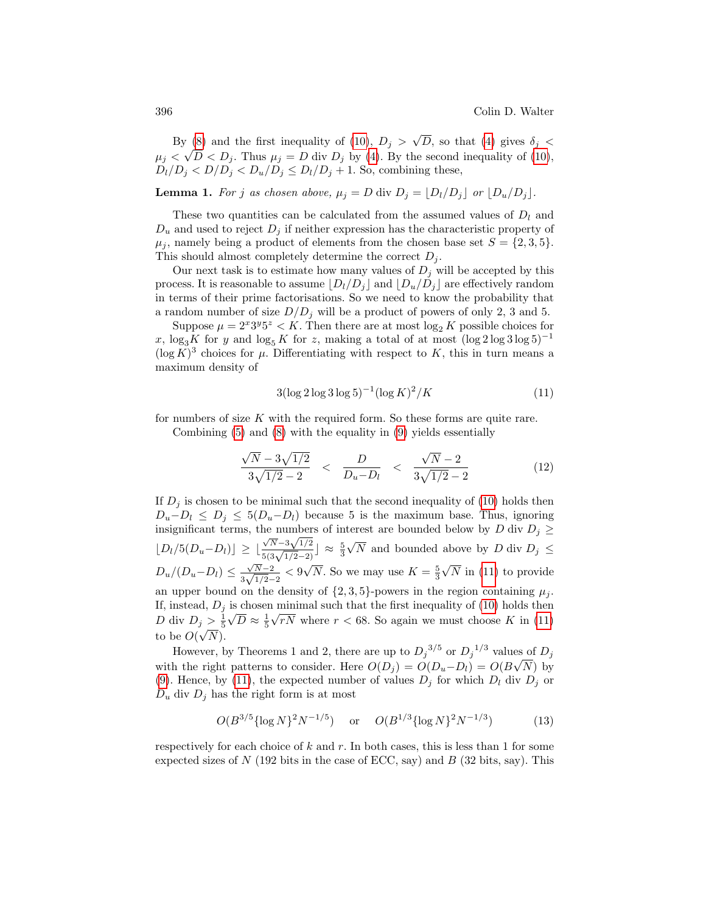By (8) and the first inequality of (10), $D_j > \sqrt{D}$, so that (4) gives $\delta_j < \mu_j < \sqrt{D} < D_j$. Thus $\mu_j = D$ div $D_j$ by (4). By the second inequality of (10), $D_l/D_j < D/D_j < D_u/D_j \leq D_l/D_j + 1$. So, combining these,

**Lemma 1.** *For $j$ as chosen above, $\mu_j = D$ div $D_j = \lfloor D_l/D_j \rfloor$ or $\lfloor D_u/D_j \rfloor$.*

These two quantities can be calculated from the assumed values of $D_l$ and $D_u$ and used to reject $D_j$ if neither expression has the characteristic property of $\mu_j$, namely being a product of elements from the chosen base set $S = \{2, 3, 5\}$. This should almost completely determine the correct $D_j$.

Our next task is to estimate how many values of $D_j$ will be accepted by this process. It is reasonable to assume $\lfloor D_l/D_j \rfloor$ and $\lfloor D_u/D_j \rfloor$ are effectively random in terms of their prime factorisations. So we need to know the probability that a random number of size $D/D_j$ will be a product of powers of only 2, 3 and 5.

Suppose $\mu = 2^x 3^y 5^z < K$. Then there are at most $\log_2 K$ possible choices for $x$, $\log_3 K$ for $y$ and $\log_5 K$ for $z$, making a total of at most $(\log 2 \log 3 \log 5)^{-1} (\log K)^3$ choices for $\mu$. Differentiating with respect to $K$, this in turn means a maximum density of

$$3(\log 2 \log 3 \log 5)^{-1}(\log K)^2/K \tag{11}$$

for numbers of size $K$ with the required form. So these forms are quite rare.

Combining (5) and (8) with the equality in (9) yields essentially

$$\frac{\sqrt{N} - 3\sqrt{1/2}}{3\sqrt{1/2} - 2} \quad < \quad \frac{D}{D_u - D_l} \quad < \quad \frac{\sqrt{N} - 2}{3\sqrt{1/2} - 2} \tag{12}$$

If $D_j$ is chosen to be minimal such that the second inequality of (10) holds then $D_u - D_l \leq D_j \leq 5(D_u - D_l)$ because 5 is the maximum base. Thus, ignoring insignificant terms, the numbers of interest are bounded below by $D$ div $D_j \geq \lfloor D_l/5(D_u - D_l) \rfloor \geq \lfloor \frac{\sqrt{N} - 3\sqrt{1/2}}{5(3\sqrt{1/2} - 2)} \rfloor \approx \frac{5}{3}\sqrt{N}$ and bounded above by $D$ div $D_j \leq D_u/(D_u - D_l) \leq \frac{\sqrt{N} - 2}{3\sqrt{1/2} - 2} < 9\sqrt{N}$. So we may use $K = \frac{5}{3}\sqrt{N}$ in (11) to provide an upper bound on the density of $\{2, 3, 5\}$-powers in the region containing $\mu_j$. If, instead, $D_j$ is chosen minimal such that the first inequality of (10) holds then $D$ div $D_j > \frac{1}{5}\sqrt{D} \approx \frac{1}{5}\sqrt{rN}$ where $r < 68$. So again we must choose $K$ in (11) to be $O(\sqrt{N})$.

However, by Theorems 1 and 2, there are up to ${D_j}^{3/5}$ or ${D_j}^{1/3}$ values of $D_j$ with the right patterns to consider. Here $O(D_j) = O(D_u - D_l) = O(B\sqrt{N})$ by (9). Hence, by (11), the expected number of values $D_j$ for which $D_l$ div $D_j$ or $D_u$ div $D_j$ has the right form is at most

$$O(B^{3/5}\{\log N\}^2 N^{-1/5}) \quad \text{ or } \quad O(B^{1/3}\{\log N\}^2 N^{-1/3}) \tag{13}$$

respectively for each choice of $k$ and $r$. In both cases, this is less than 1 for some expected sizes of $N$ (192 bits in the case of ECC, say) and $B$ (32 bits, say). This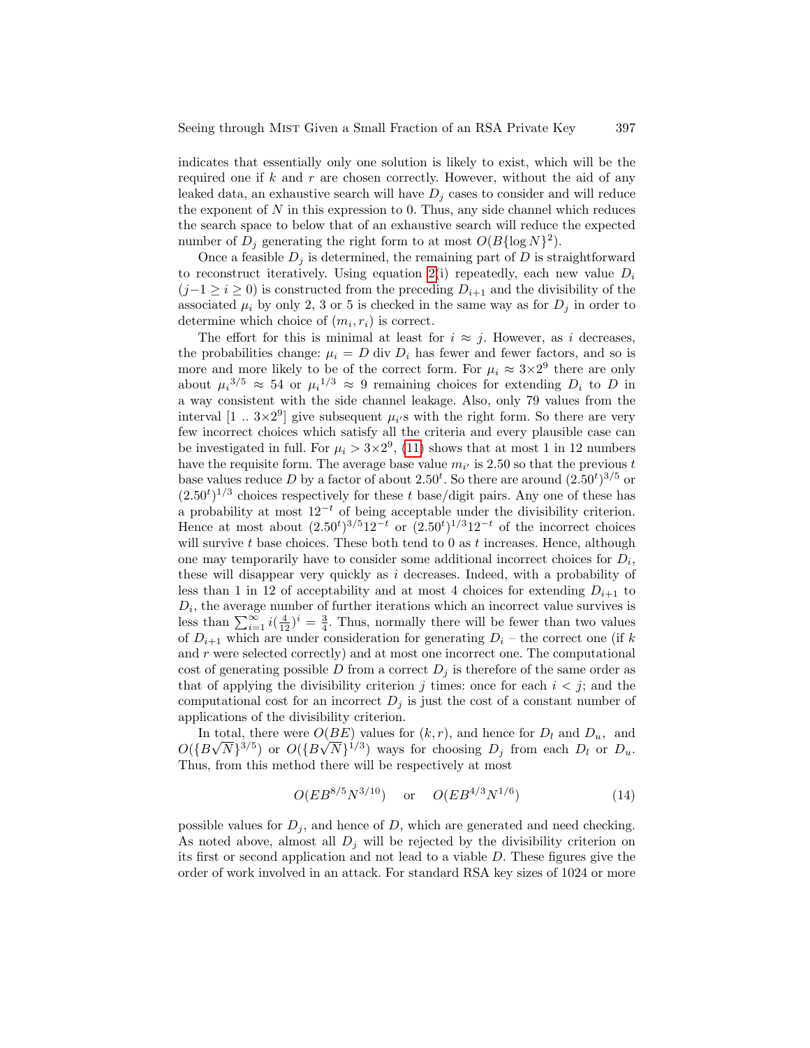indicates that essentially only one solution is likely to exist, which will be the required one if $k$ and $r$ are chosen correctly. However, without the aid of any leaked data, an exhaustive search will have $D_j$ cases to consider and will reduce the exponent of $N$ in this expression to 0. Thus, any side channel which reduces the search space to below that of an exhaustive search will reduce the expected number of $D_j$ generating the right form to at most $O(B\{\log N\}^2)$.

Once a feasible $D_j$ is determined, the remaining part of $D$ is straightforward to reconstruct iteratively. Using equation 2(i) repeatedly, each new value $D_i$ $(j-1 \geq i \geq 0)$ is constructed from the preceding $D_{i+1}$ and the divisibility of the associated $\mu_i$ by only 2, 3 or 5 is checked in the same way as for $D_j$ in order to determine which choice of $(m_i, r_i)$ is correct.

The effort for this is minimal at least for $i \approx j$. However, as $i$ decreases, the probabilities change: $\mu_i = D$ div $D_i$ has fewer and fewer factors, and so is more and more likely to be of the correct form. For $\mu_i \approx 3{\times}2^9$ there are only about ${\mu_i}^{3/5} \approx 54$ or ${\mu_i}^{1/3} \approx 9$ remaining choices for extending $D_i$ to $D$ in a way consistent with the side channel leakage. Also, only 79 values from the interval $[1 \,..\, 3{\times}2^9]$ give subsequent $\mu_{i'}$s with the right form. So there are very few incorrect choices which satisfy all the criteria and every plausible case can be investigated in full. For $\mu_i > 3{\times}2^9$, (11) shows that at most 1 in 12 numbers have the requisite form. The average base value $m_{i'}$ is 2.50 so that the previous $t$ base values reduce $D$ by a factor of about $2.50^t$. So there are around $(2.50^t)^{3/5}$ or $(2.50^t)^{1/3}$ choices respectively for these $t$ base/digit pairs. Any one of these has a probability at most $12^{-t}$ of being acceptable under the divisibility criterion. Hence at most about $(2.50^t)^{3/5}12^{-t}$ or $(2.50^t)^{1/3}12^{-t}$ of the incorrect choices will survive $t$ base choices. These both tend to 0 as $t$ increases. Hence, although one may temporarily have to consider some additional incorrect choices for $D_i$, these will disappear very quickly as $i$ decreases. Indeed, with a probability of less than 1 in 12 of acceptability and at most 4 choices for extending $D_{i+1}$ to $D_i$, the average number of further iterations which an incorrect value survives is less than $\sum_{i=1}^{\infty} i(\frac{4}{12})^i = \frac{3}{4}$. Thus, normally there will be fewer than two values of $D_{i+1}$ which are under consideration for generating $D_i$ – the correct one (if $k$ and $r$ were selected correctly) and at most one incorrect one. The computational cost of generating possible $D$ from a correct $D_j$ is therefore of the same order as that of applying the divisibility criterion $j$ times: once for each $i < j$; and the computational cost for an incorrect $D_j$ is just the cost of a constant number of applications of the divisibility criterion.

In total, there were $O(BE)$ values for $(k, r)$, and hence for $D_l$ and $D_u$, and $O(\{B\sqrt{N}\}^{3/5})$ or $O(\{B\sqrt{N}\}^{1/3})$ ways for choosing $D_j$ from each $D_l$ or $D_u$. Thus, from this method there will be respectively at most

$$O(EB^{8/5}N^{3/10}) \quad \text{or} \quad O(EB^{4/3}N^{1/6}) \tag{14}$$

possible values for $D_j$, and hence of $D$, which are generated and need checking. As noted above, almost all $D_j$ will be rejected by the divisibility criterion on its first or second application and not lead to a viable $D$. These figures give the order of work involved in an attack. For standard RSA key sizes of 1024 or more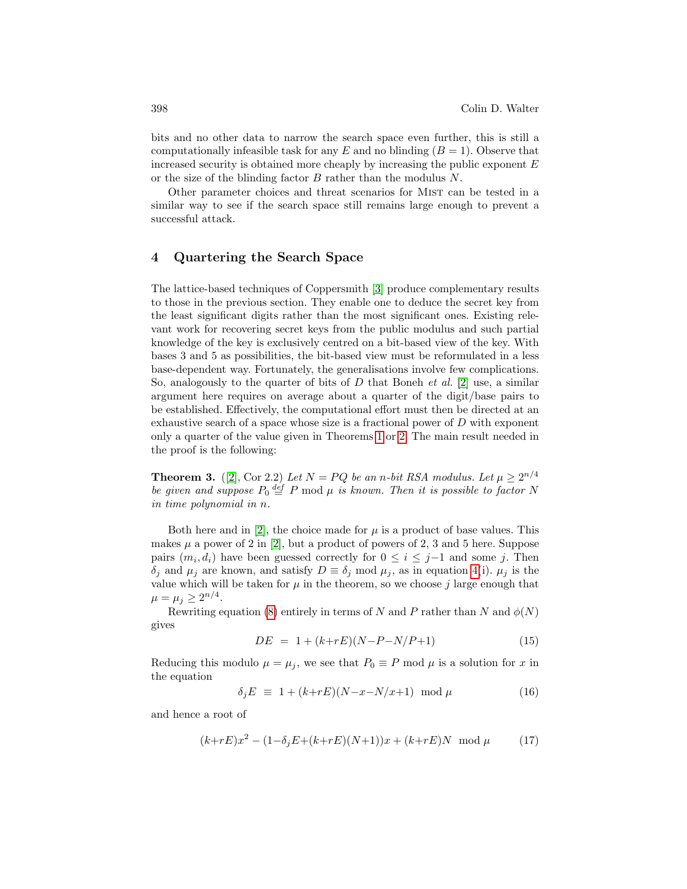bits and no other data to narrow the search space even further, this is still a computationally infeasible task for any $E$ and no blinding ($B = 1$). Observe that increased security is obtained more cheaply by increasing the public exponent $E$ or the size of the blinding factor $B$ rather than the modulus $N$.

Other parameter choices and threat scenarios for MIST can be tested in a similar way to see if the search space still remains large enough to prevent a successful attack.

## 4 Quartering the Search Space

The lattice-based techniques of Coppersmith [3] produce complementary results to those in the previous section. They enable one to deduce the secret key from the least significant digits rather than the most significant ones. Existing relevant work for recovering secret keys from the public modulus and such partial knowledge of the key is exclusively centred on a bit-based view of the key. With bases 3 and 5 as possibilities, the bit-based view must be reformulated in a less base-dependent way. Fortunately, the generalisations involve few complications. So, analogously to the quarter of bits of $D$ that Boneh *et al.* [2] use, a similar argument here requires on average about a quarter of the digit/base pairs to be established. Effectively, the computational effort must then be directed at an exhaustive search of a space whose size is a fractional power of $D$ with exponent only a quarter of the value given in Theorems 1 or 2. The main result needed in the proof is the following:

**Theorem 3.** ([2], Cor 2.2) *Let $N = PQ$ be an $n$-bit RSA modulus. Let $\mu \geq 2^{n/4}$ be given and suppose $P_0 \stackrel{def}{=} P \bmod \mu$ is known. Then it is possible to factor $N$ in time polynomial in $n$.*

Both here and in [2], the choice made for $\mu$ is a product of base values. This makes $\mu$ a power of 2 in [2], but a product of powers of 2, 3 and 5 here. Suppose pairs $(m_i, d_i)$ have been guessed correctly for $0 \leq i \leq j-1$ and some $j$. Then $\delta_j$ and $\mu_j$ are known, and satisfy $D \equiv \delta_j \bmod \mu_j$, as in equation 4(i). $\mu_j$ is the value which will be taken for $\mu$ in the theorem, so we choose $j$ large enough that $\mu = \mu_j \geq 2^{n/4}$.

Rewriting equation (8) entirely in terms of $N$ and $P$ rather than $N$ and $\phi(N)$ gives

$$DE \;=\; 1 + (k+rE)(N - P - N/P + 1) \tag{15}$$

Reducing this modulo $\mu = \mu_j$, we see that $P_0 \equiv P \bmod \mu$ is a solution for $x$ in the equation

$$\delta_j E \;\equiv\; 1 + (k+rE)(N - x - N/x + 1) \mod \mu \tag{16}$$

and hence a root of

$$(k+rE)x^2 - (1 - \delta_j E + (k+rE)(N+1))x + (k+rE)N \mod \mu \tag{17}$$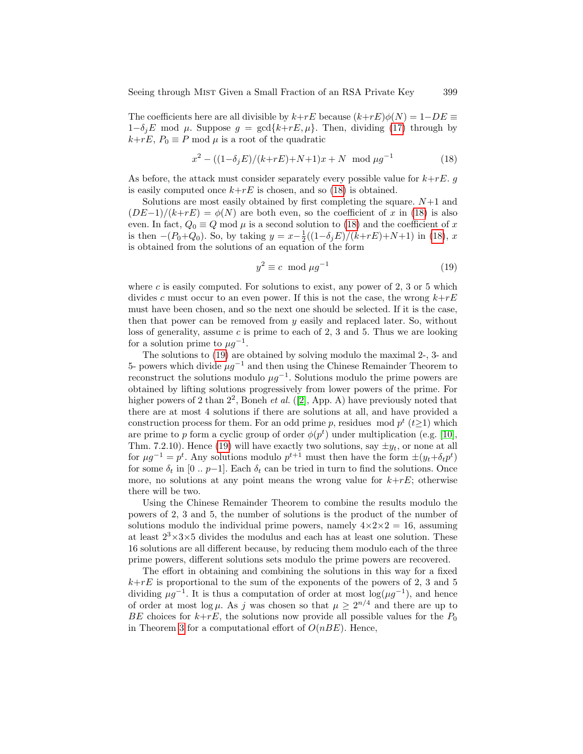The coefficients here are all divisible by $k+rE$ because $(k+rE)\phi(N) = 1-DE \equiv 1-\delta_j E \mod \mu$. Suppose $g = \gcd\{k+rE, \mu\}$. Then, dividing (17) through by $k+rE$, $P_0 \equiv P \mod \mu$ is a root of the quadratic

$$x^2 - ((1-\delta_j E)/(k+rE)+N+1)x + N \mod \mu g^{-1} \tag{18}$$

As before, the attack must consider separately every possible value for $k+rE$. $g$ is easily computed once $k+rE$ is chosen, and so (18) is obtained.

Solutions are most easily obtained by first completing the square. $N+1$ and $(DE-1)/(k+rE) = \phi(N)$ are both even, so the coefficient of $x$ in (18) is also even. In fact, $Q_0 \equiv Q \mod \mu$ is a second solution to (18) and the coefficient of $x$ is then $-(P_0+Q_0)$. So, by taking $y = x-\frac{1}{2}((1-\delta_j E)/(k+rE)+N+1)$ in (18), $x$ is obtained from the solutions of an equation of the form

$$y^2 \equiv c \mod \mu g^{-1} \tag{19}$$

where $c$ is easily computed. For solutions to exist, any power of 2, 3 or 5 which divides $c$ must occur to an even power. If this is not the case, the wrong $k+rE$ must have been chosen, and so the next one should be selected. If it is the case, then that power can be removed from $y$ easily and replaced later. So, without loss of generality, assume $c$ is prime to each of 2, 3 and 5. Thus we are looking for a solution prime to $\mu g^{-1}$.

The solutions to (19) are obtained by solving modulo the maximal 2-, 3- and 5- powers which divide $\mu g^{-1}$ and then using the Chinese Remainder Theorem to reconstruct the solutions modulo $\mu g^{-1}$. Solutions modulo the prime powers are obtained by lifting solutions progressively from lower powers of the prime. For higher powers of 2 than $2^2$, Boneh *et al.* ([2], App. A) have previously noted that there are at most 4 solutions if there are solutions at all, and have provided a construction process for them. For an odd prime $p$, residues $\mod p^t$ $(t{\geq}1)$ which are prime to $p$ form a cyclic group of order $\phi(p^t)$ under multiplication (e.g. [10], Thm. 7.2.10). Hence (19) will have exactly two solutions, say $\pm y_t$, or none at all for $\mu g^{-1} = p^t$. Any solutions modulo $p^{t+1}$ must then have the form $\pm(y_t+\delta_t p^t)$ for some $\delta_t$ in $[0 \mathrel{..} p-1]$. Each $\delta_t$ can be tried in turn to find the solutions. Once more, no solutions at any point means the wrong value for $k+rE$; otherwise there will be two.

Using the Chinese Remainder Theorem to combine the results modulo the powers of 2, 3 and 5, the number of solutions is the product of the number of solutions modulo the individual prime powers, namely $4\times2\times2 = 16$, assuming at least $2^3\times3\times5$ divides the modulus and each has at least one solution. These 16 solutions are all different because, by reducing them modulo each of the three prime powers, different solutions sets modulo the prime powers are recovered.

The effort in obtaining and combining the solutions in this way for a fixed $k+rE$ is proportional to the sum of the exponents of the powers of 2, 3 and 5 dividing $\mu g^{-1}$. It is thus a computation of order at most $\log(\mu g^{-1})$, and hence of order at most $\log\mu$. As $j$ was chosen so that $\mu \geq 2^{n/4}$ and there are up to $BE$ choices for $k+rE$, the solutions now provide all possible values for the $P_0$ in Theorem 3 for a computational effort of $O(nBE)$. Hence,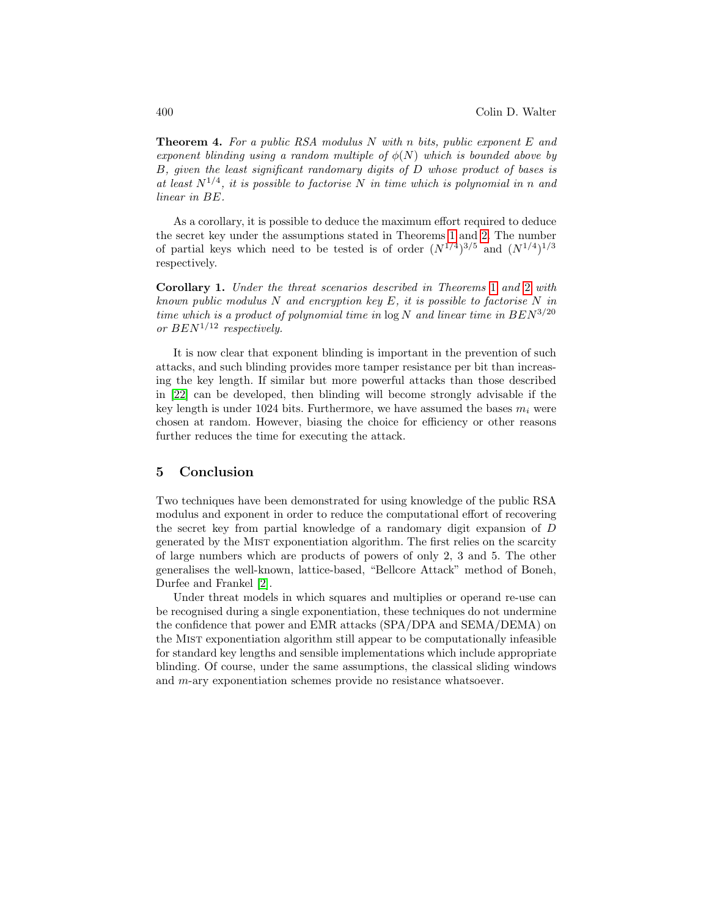**Theorem 4.** *For a public RSA modulus $N$ with $n$ bits, public exponent $E$ and exponent blinding using a random multiple of $\phi(N)$ which is bounded above by $B$, given the least significant randomary digits of $D$ whose product of bases is at least $N^{1/4}$, it is possible to factorise $N$ in time which is polynomial in $n$ and linear in $BE$.*

As a corollary, it is possible to deduce the maximum effort required to deduce the secret key under the assumptions stated in Theorems 1 and 2. The number of partial keys which need to be tested is of order $(N^{1/4})^{3/5}$ and $(N^{1/4})^{1/3}$ respectively.

**Corollary 1.** *Under the threat scenarios described in Theorems 1 and 2 with known public modulus $N$ and encryption key $E$, it is possible to factorise $N$ in time which is a product of polynomial time in $\log N$ and linear time in $BEN^{3/20}$ or $BEN^{1/12}$ respectively.*

It is now clear that exponent blinding is important in the prevention of such attacks, and such blinding provides more tamper resistance per bit than increasing the key length. If similar but more powerful attacks than those described in [22] can be developed, then blinding will become strongly advisable if the key length is under 1024 bits. Furthermore, we have assumed the bases $m_i$ were chosen at random. However, biasing the choice for efficiency or other reasons further reduces the time for executing the attack.

## 5 Conclusion

Two techniques have been demonstrated for using knowledge of the public RSA modulus and exponent in order to reduce the computational effort of recovering the secret key from partial knowledge of a randomary digit expansion of $D$ generated by the Mist exponentiation algorithm. The first relies on the scarcity of large numbers which are products of powers of only 2, 3 and 5. The other generalises the well-known, lattice-based, "Bellcore Attack" method of Boneh, Durfee and Frankel [2].

Under threat models in which squares and multiplies or operand re-use can be recognised during a single exponentiation, these techniques do not undermine the confidence that power and EMR attacks (SPA/DPA and SEMA/DEMA) on the Mist exponentiation algorithm still appear to be computationally infeasible for standard key lengths and sensible implementations which include appropriate blinding. Of course, under the same assumptions, the classical sliding windows and $m$-ary exponentiation schemes provide no resistance whatsoever.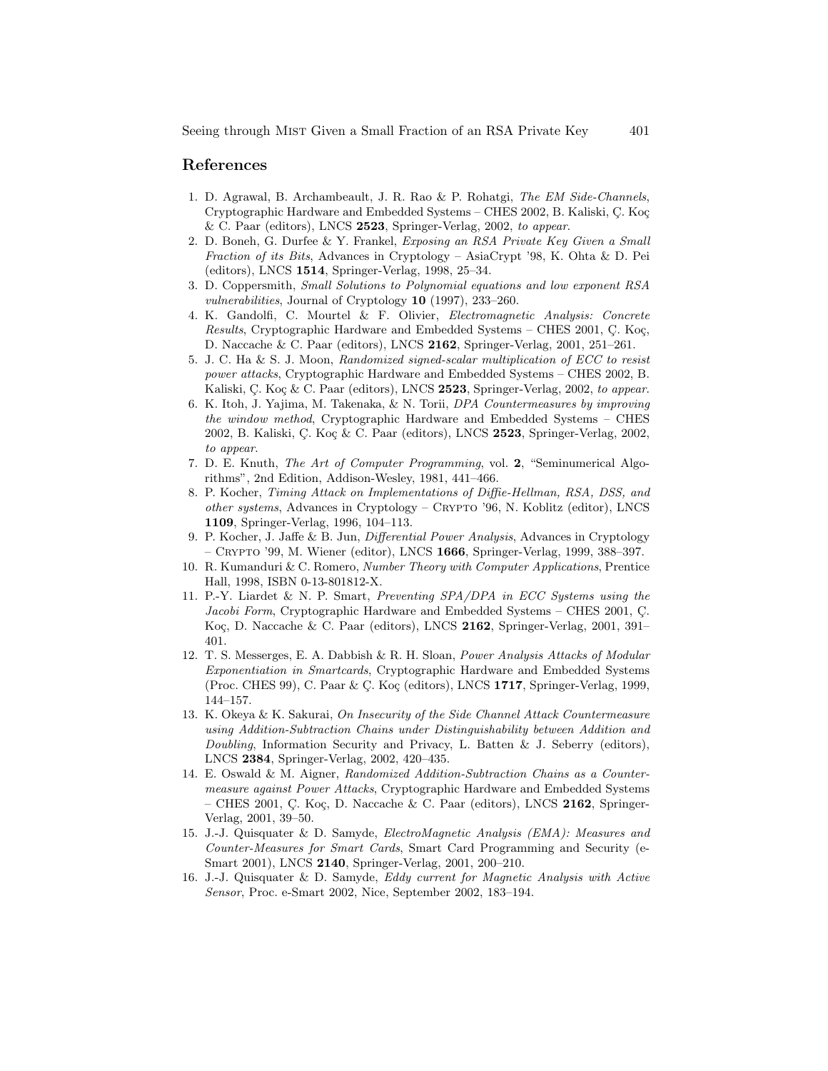## References

1. D. Agrawal, B. Archambeault, J. R. Rao & P. Rohatgi, *The EM Side-Channels*, Cryptographic Hardware and Embedded Systems – CHES 2002, B. Kaliski, Ç. Koç & C. Paar (editors), LNCS **2523**, Springer-Verlag, 2002, *to appear*.
2. D. Boneh, G. Durfee & Y. Frankel, *Exposing an RSA Private Key Given a Small Fraction of its Bits*, Advances in Cryptology – AsiaCrypt '98, K. Ohta & D. Pei (editors), LNCS **1514**, Springer-Verlag, 1998, 25–34.
3. D. Coppersmith, *Small Solutions to Polynomial equations and low exponent RSA vulnerabilities*, Journal of Cryptology **10** (1997), 233–260.
4. K. Gandolfi, C. Mourtel & F. Olivier, *Electromagnetic Analysis: Concrete Results*, Cryptographic Hardware and Embedded Systems – CHES 2001, Ç. Koç, D. Naccache & C. Paar (editors), LNCS **2162**, Springer-Verlag, 2001, 251–261.
5. J. C. Ha & S. J. Moon, *Randomized signed-scalar multiplication of ECC to resist power attacks*, Cryptographic Hardware and Embedded Systems – CHES 2002, B. Kaliski, Ç. Koç & C. Paar (editors), LNCS **2523**, Springer-Verlag, 2002, *to appear*.
6. K. Itoh, J. Yajima, M. Takenaka, & N. Torii, *DPA Countermeasures by improving the window method*, Cryptographic Hardware and Embedded Systems – CHES 2002, B. Kaliski, Ç. Koç & C. Paar (editors), LNCS **2523**, Springer-Verlag, 2002, *to appear*.
7. D. E. Knuth, *The Art of Computer Programming*, vol. **2**, "Seminumerical Algorithms", 2nd Edition, Addison-Wesley, 1981, 441–466.
8. P. Kocher, *Timing Attack on Implementations of Diffie-Hellman, RSA, DSS, and other systems*, Advances in Cryptology – Crypto '96, N. Koblitz (editor), LNCS **1109**, Springer-Verlag, 1996, 104–113.
9. P. Kocher, J. Jaffe & B. Jun, *Differential Power Analysis*, Advances in Cryptology – Crypto '99, M. Wiener (editor), LNCS **1666**, Springer-Verlag, 1999, 388–397.
10. R. Kumanduri & C. Romero, *Number Theory with Computer Applications*, Prentice Hall, 1998, ISBN 0-13-801812-X.
11. P.-Y. Liardet & N. P. Smart, *Preventing SPA/DPA in ECC Systems using the Jacobi Form*, Cryptographic Hardware and Embedded Systems – CHES 2001, Ç. Koç, D. Naccache & C. Paar (editors), LNCS **2162**, Springer-Verlag, 2001, 391–401.
12. T. S. Messerges, E. A. Dabbish & R. H. Sloan, *Power Analysis Attacks of Modular Exponentiation in Smartcards*, Cryptographic Hardware and Embedded Systems (Proc. CHES 99), C. Paar & Ç. Koç (editors), LNCS **1717**, Springer-Verlag, 1999, 144–157.
13. K. Okeya & K. Sakurai, *On Insecurity of the Side Channel Attack Countermeasure using Addition-Subtraction Chains under Distinguishability between Addition and Doubling*, Information Security and Privacy, L. Batten & J. Seberry (editors), LNCS **2384**, Springer-Verlag, 2002, 420–435.
14. E. Oswald & M. Aigner, *Randomized Addition-Subtraction Chains as a Countermeasure against Power Attacks*, Cryptographic Hardware and Embedded Systems – CHES 2001, Ç. Koç, D. Naccache & C. Paar (editors), LNCS **2162**, Springer-Verlag, 2001, 39–50.
15. J.-J. Quisquater & D. Samyde, *ElectroMagnetic Analysis (EMA): Measures and Counter-Measures for Smart Cards*, Smart Card Programming and Security (e-Smart 2001), LNCS **2140**, Springer-Verlag, 2001, 200–210.
16. J.-J. Quisquater & D. Samyde, *Eddy current for Magnetic Analysis with Active Sensor*, Proc. e-Smart 2002, Nice, September 2002, 183–194.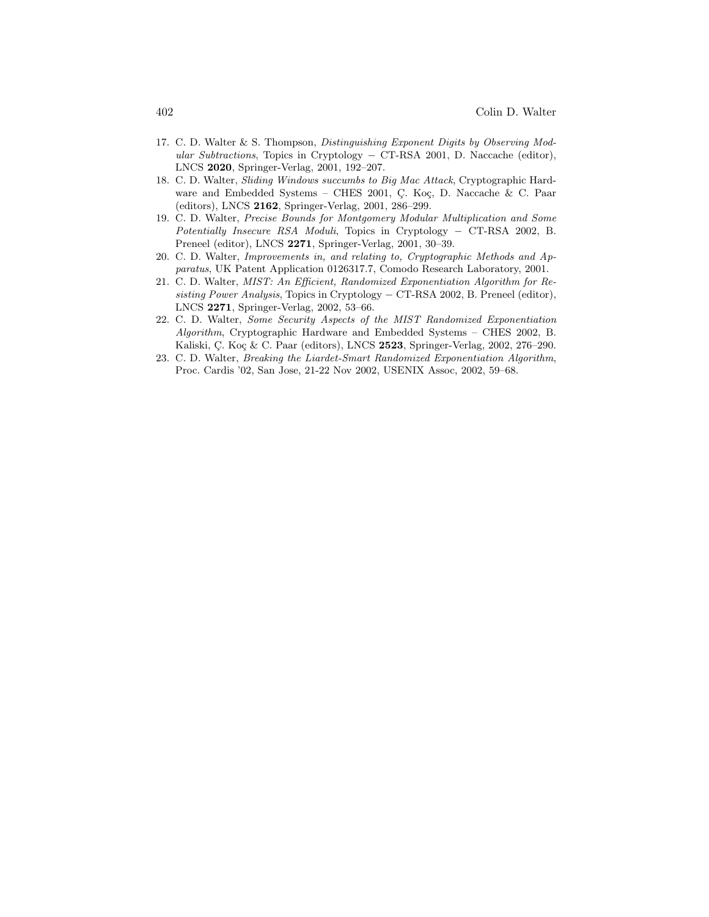17. C. D. Walter & S. Thompson, *Distinguishing Exponent Digits by Observing Modular Subtractions*, Topics in Cryptology − CT-RSA 2001, D. Naccache (editor), LNCS **2020**, Springer-Verlag, 2001, 192–207.
18. C. D. Walter, *Sliding Windows succumbs to Big Mac Attack*, Cryptographic Hardware and Embedded Systems – CHES 2001, Ç. Koç, D. Naccache & C. Paar (editors), LNCS **2162**, Springer-Verlag, 2001, 286–299.
19. C. D. Walter, *Precise Bounds for Montgomery Modular Multiplication and Some Potentially Insecure RSA Moduli*, Topics in Cryptology − CT-RSA 2002, B. Preneel (editor), LNCS **2271**, Springer-Verlag, 2001, 30–39.
20. C. D. Walter, *Improvements in, and relating to, Cryptographic Methods and Apparatus*, UK Patent Application 0126317.7, Comodo Research Laboratory, 2001.
21. C. D. Walter, *MIST: An Efficient, Randomized Exponentiation Algorithm for Resisting Power Analysis*, Topics in Cryptology − CT-RSA 2002, B. Preneel (editor), LNCS **2271**, Springer-Verlag, 2002, 53–66.
22. C. D. Walter, *Some Security Aspects of the MIST Randomized Exponentiation Algorithm*, Cryptographic Hardware and Embedded Systems – CHES 2002, B. Kaliski, Ç. Koç & C. Paar (editors), LNCS **2523**, Springer-Verlag, 2002, 276–290.
23. C. D. Walter, *Breaking the Liardet-Smart Randomized Exponentiation Algorithm*, Proc. Cardis '02, San Jose, 21-22 Nov 2002, USENIX Assoc, 2002, 59–68.